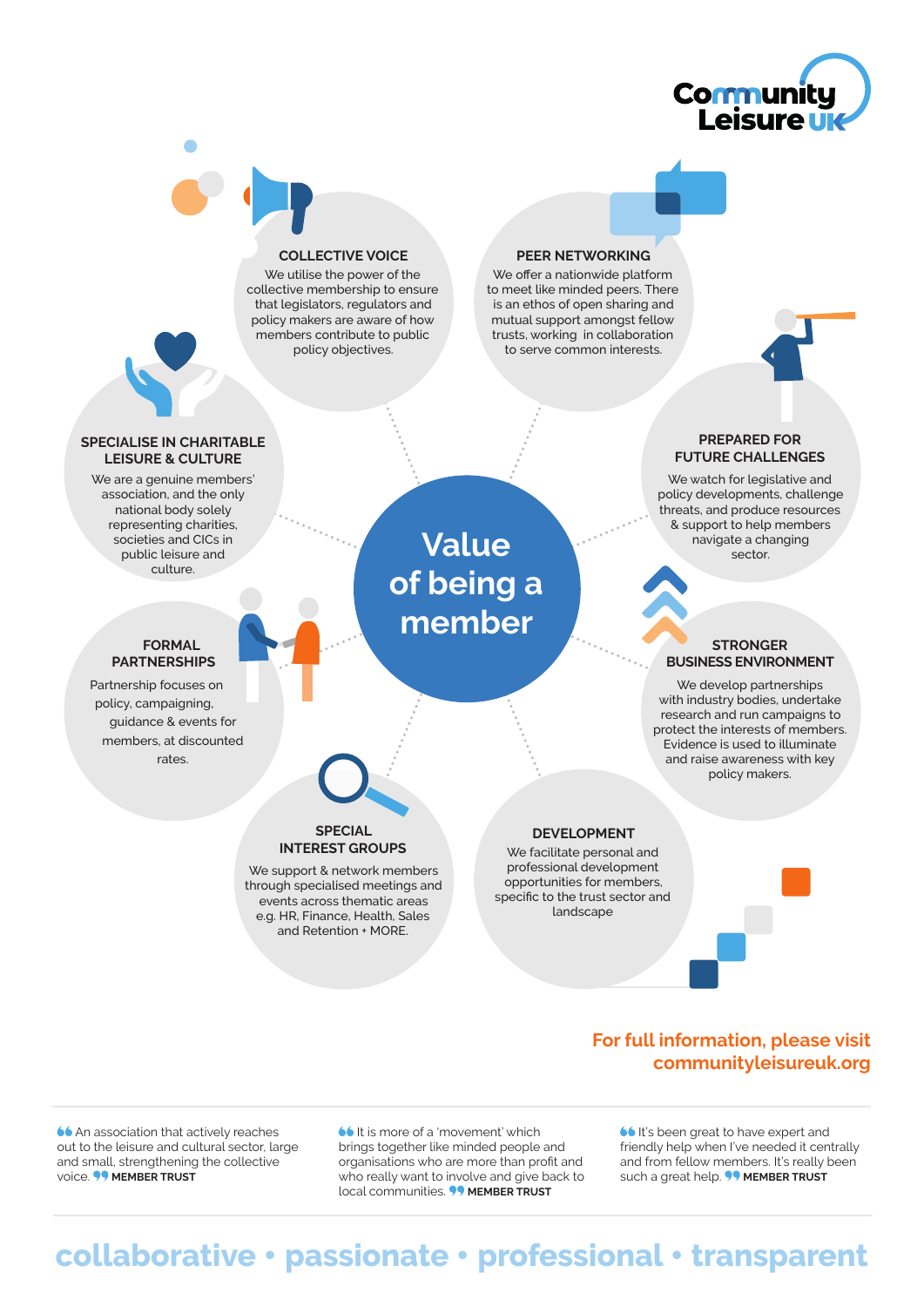Community Leisure UK

# Value of being a member

## COLLECTIVE VOICE

We utilise the power of the collective membership to ensure that legislators, regulators and policy makers are aware of how members contribute to public policy objectives.

## PEER NETWORKING

We offer a nationwide platform to meet like minded peers. There is an ethos of open sharing and mutual support amongst fellow trusts, working in collaboration to serve common interests.

## SPECIALISE IN CHARITABLE LEISURE & CULTURE

We are a genuine members' association, and the only national body solely representing charities, societies and CICs in public leisure and culture.

## PREPARED FOR FUTURE CHALLENGES

We watch for legislative and policy developments, challenge threats, and produce resources & support to help members navigate a changing sector.

## FORMAL PARTNERSHIPS

Partnership focuses on policy, campaigning, guidance & events for members, at discounted rates.

## STRONGER BUSINESS ENVIRONMENT

We develop partnerships with industry bodies, undertake research and run campaigns to protect the interests of members. Evidence is used to illuminate and raise awareness with key policy makers.

## SPECIAL INTEREST GROUPS

We support & network members through specialised meetings and events across thematic areas e.g. HR, Finance, Health, Sales and Retention + MORE.

## DEVELOPMENT

We facilitate personal and professional development opportunities for members, specific to the trust sector and landscape

**For full information, please visit communityleisureuk.org**

---

"An association that actively reaches out to the leisure and cultural sector, large and small, strengthening the collective voice." **MEMBER TRUST**

"It is more of a 'movement' which brings together like minded people and organisations who are more than profit and who really want to involve and give back to local communities." **MEMBER TRUST**

"It's been great to have expert and friendly help when I've needed it centrally and from fellow members. It's really been such a great help." **MEMBER TRUST**

---

**collaborative • passionate • professional • transparent**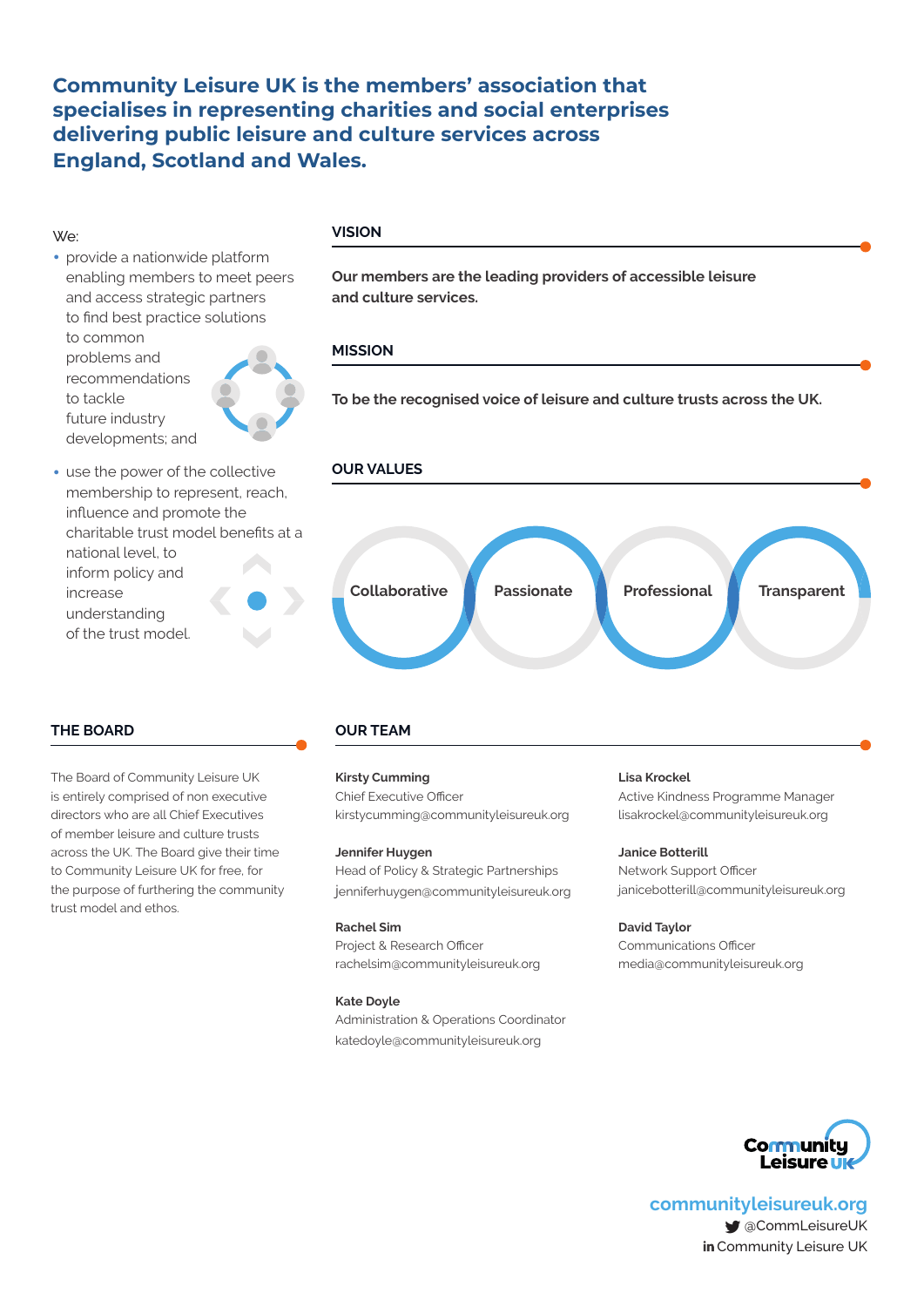**Community Leisure UK is the members' association that specialises in representing charities and social enterprises delivering public leisure and culture services across England, Scotland and Wales.**

We:

- provide a nationwide platform enabling members to meet peers and access strategic partners to find best practice solutions to common problems and recommendations to tackle future industry developments; and
- use the power of the collective membership to represent, reach, influence and promote the charitable trust model benefits at a national level, to inform policy and increase understanding of the trust model.

## VISION

**Our members are the leading providers of accessible leisure and culture services.**

## MISSION

**To be the recognised voice of leisure and culture trusts across the UK.**

## OUR VALUES

Collaborative

Passionate

Professional

Transparent

## THE BOARD

The Board of Community Leisure UK is entirely comprised of non executive directors who are all Chief Executives of member leisure and culture trusts across the UK. The Board give their time to Community Leisure UK for free, for the purpose of furthering the community trust model and ethos.

## OUR TEAM

**Kirsty Cumming**
Chief Executive Officer
kirstycumming@communityleisureuk.org

**Jennifer Huygen**
Head of Policy & Strategic Partnerships
jenniferhuygen@communityleisureuk.org

**Rachel Sim**
Project & Research Officer
rachelsim@communityleisureuk.org

**Kate Doyle**
Administration & Operations Coordinator
katedoyle@communityleisureuk.org

**Lisa Krockel**
Active Kindness Programme Manager
lisakrockel@communityleisureuk.org

**Janice Botterill**
Network Support Officer
janicebotterill@communityleisureuk.org

**David Taylor**
Communications Officer
media@communityleisureuk.org

Community Leisure UK

communityleisureuk.org
@CommLeisureUK
Community Leisure UK